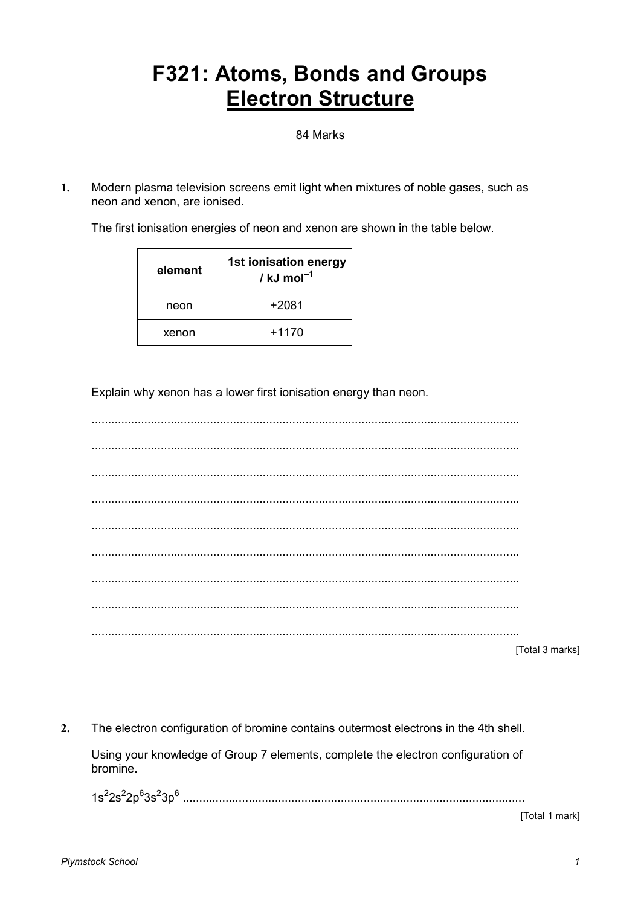# F321: Atoms, Bonds and Groups
# <u>Electron Structure</u>

84 Marks

**1.** Modern plasma television screens emit light when mixtures of noble gases, such as neon and xenon, are ionised.

The first ionisation energies of neon and xenon are shown in the table below.

| element | 1st ionisation energy / kJ mol$^{-1}$ |
|---|---|
| neon | +2081 |
| xenon | +1170 |

Explain why xenon has a lower first ionisation energy than neon.

.................................................................................................................................

.................................................................................................................................

.................................................................................................................................

.................................................................................................................................

.................................................................................................................................

.................................................................................................................................

.................................................................................................................................

.................................................................................................................................

.................................................................................................................................

[Total 3 marks]

**2.** The electron configuration of bromine contains outermost electrons in the 4th shell.

Using your knowledge of Group 7 elements, complete the electron configuration of bromine.

$1s^2 2s^2 2p^6 3s^2 3p^6$ .......................................................................................................

[Total 1 mark]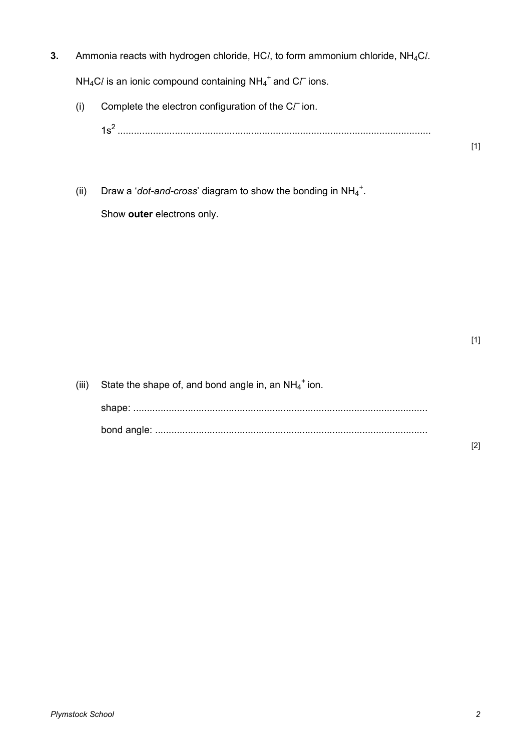**3.** Ammonia reacts with hydrogen chloride, HC*l*, to form ammonium chloride, $NH_4Cl$.

$NH_4Cl$ is an ionic compound containing $NH_4^+$ and $Cl^-$ ions.

(i) Complete the electron configuration of the $Cl^-$ ion.

$1s^2$ ..................................................................................................................

[1]

(ii) Draw a '*dot-and-cross*' diagram to show the bonding in $NH_4^+$.

Show **outer** electrons only.

[1]

(iii) State the shape of, and bond angle in, an $NH_4^+$ ion.

shape: ..........................................................................................................

bond angle: ...................................................................................................

[2]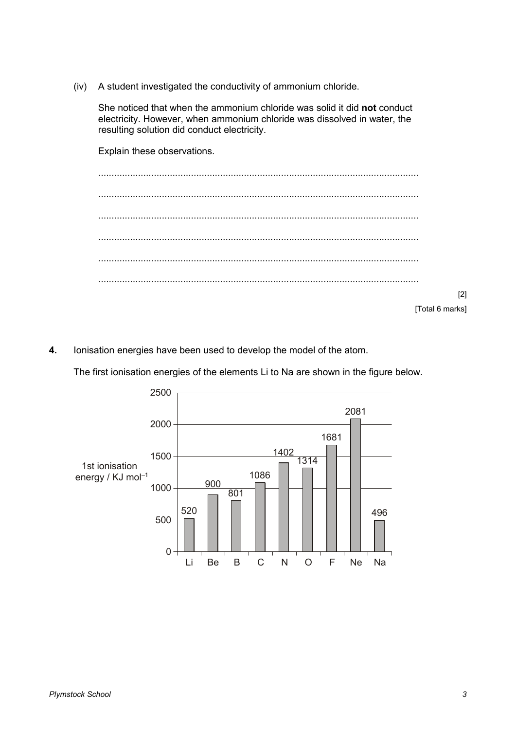(iv) A student investigated the conductivity of ammonium chloride.

She noticed that when the ammonium chloride was solid it did **not** conduct electricity. However, when ammonium chloride was dissolved in water, the resulting solution did conduct electricity.

Explain these observations.

........................................................................................................................

........................................................................................................................

........................................................................................................................

........................................................................................................................

........................................................................................................................

........................................................................................................................

[2]

[Total 6 marks]

**4.** Ionisation energies have been used to develop the model of the atom.

The first ionisation energies of the elements Li to Na are shown in the figure below.

| Element | 1st ionisation energy / KJ $mol^{-1}$ |
|---|---|
| Li | 520 |
| Be | 900 |
| B | 801 |
| C | 1086 |
| N | 1402 |
| O | 1314 |
| F | 1681 |
| Ne | 2081 |
| Na | 496 |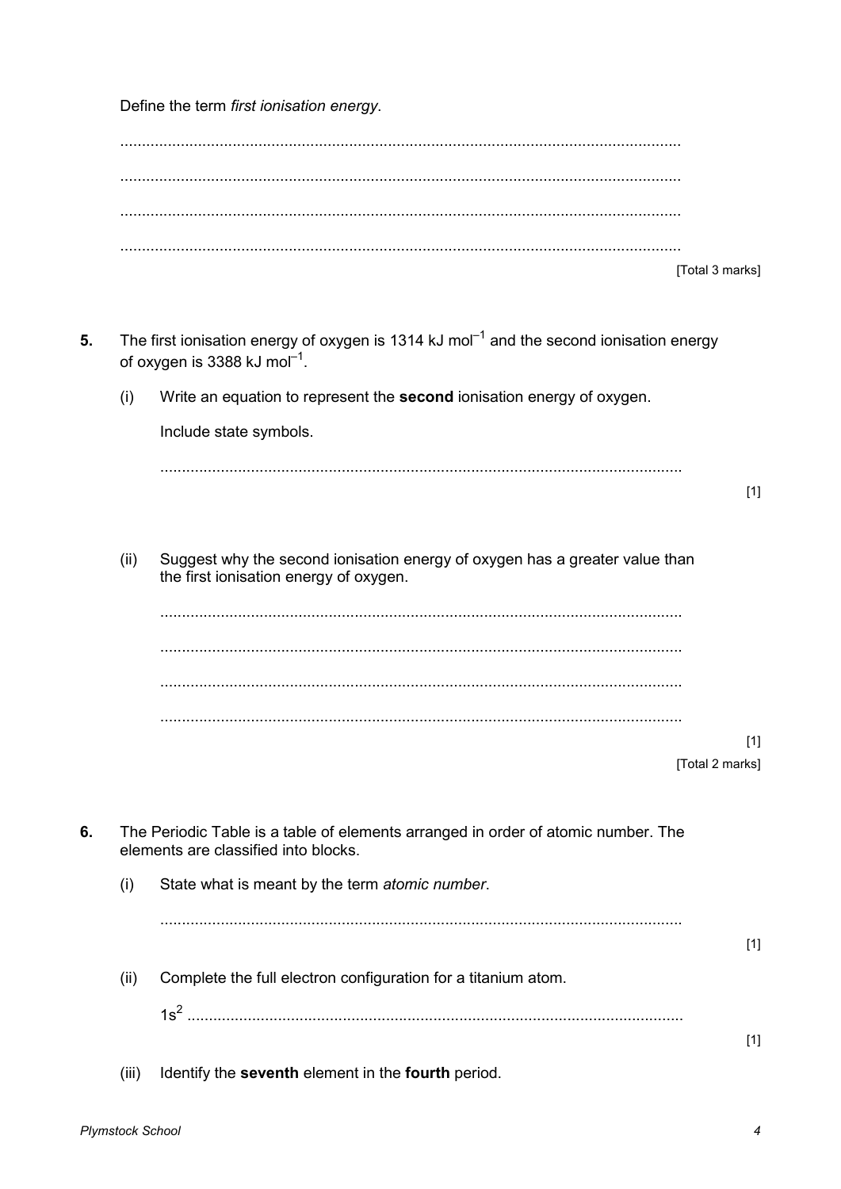Define the term *first ionisation energy*.

.................................................................................................................................

.................................................................................................................................

.................................................................................................................................

.................................................................................................................................

[Total 3 marks]

**5.** The first ionisation energy of oxygen is 1314 kJ mol$^{-1}$ and the second ionisation energy of oxygen is 3388 kJ mol$^{-1}$.

(i) Write an equation to represent the **second** ionisation energy of oxygen.

Include state symbols.

.........................................................................................................................

[1]

(ii) Suggest why the second ionisation energy of oxygen has a greater value than the first ionisation energy of oxygen.

.........................................................................................................................

.........................................................................................................................

.........................................................................................................................

.........................................................................................................................

[1]

[Total 2 marks]

**6.** The Periodic Table is a table of elements arranged in order of atomic number. The elements are classified into blocks.

(i) State what is meant by the term *atomic number*.

.........................................................................................................................

[1]

(ii) Complete the full electron configuration for a titanium atom.

$1s^2$ ...................................................................................................................

[1]

(iii) Identify the **seventh** element in the **fourth** period.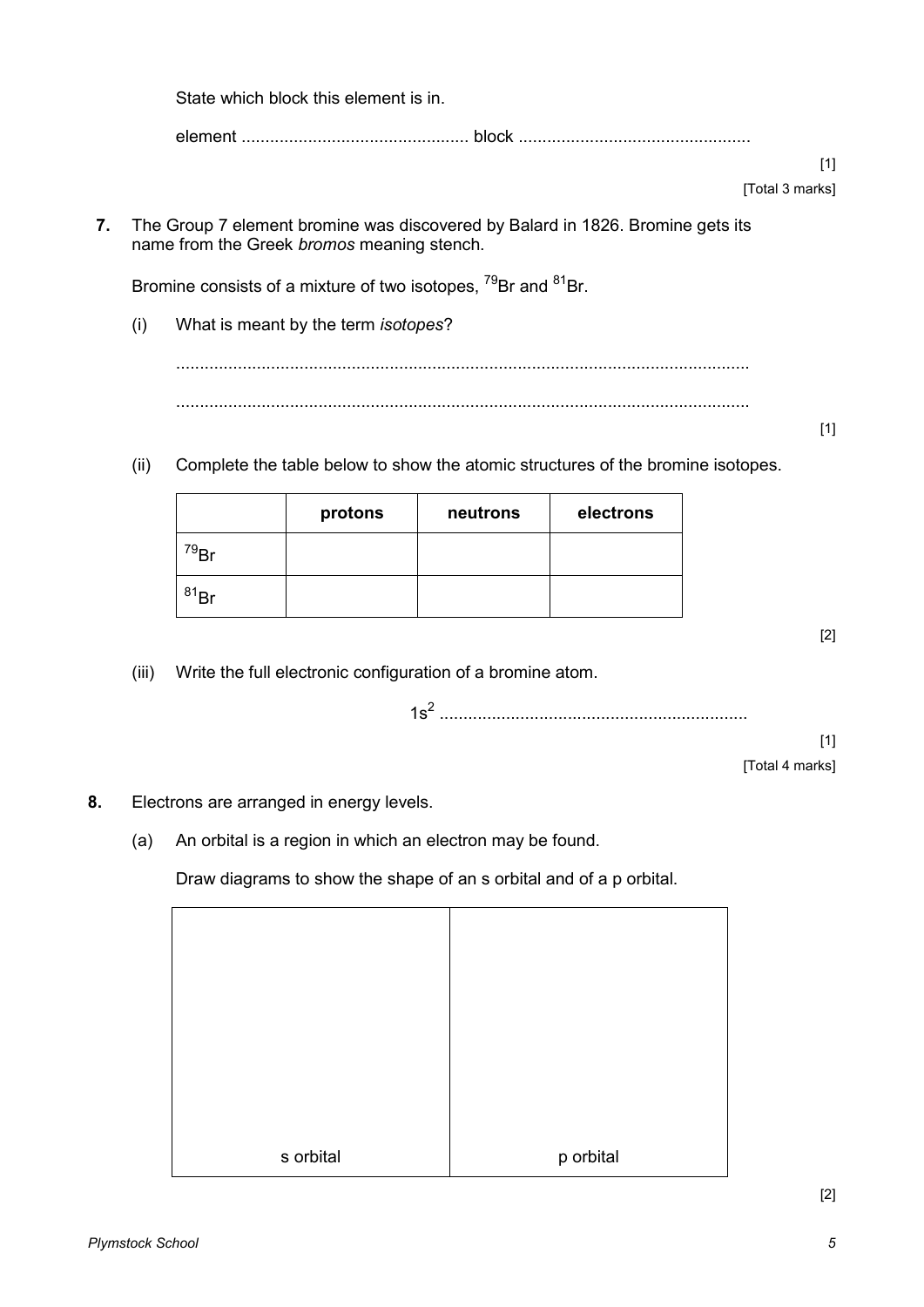State which block this element is in.

element ................................................ block ................................................

[1]

[Total 3 marks]

**7.** The Group 7 element bromine was discovered by Balard in 1826. Bromine gets its name from the Greek *bromos* meaning stench.

Bromine consists of a mixture of two isotopes, $^{79}Br$ and $^{81}Br$.

(i) What is meant by the term *isotopes*?

........................................................................................................................

........................................................................................................................

[1]

(ii) Complete the table below to show the atomic structures of the bromine isotopes.

| | protons | neutrons | electrons |
|---|---|---|---|
| $^{79}Br$ | | | |
| $^{81}Br$ | | | |

[2]

(iii) Write the full electronic configuration of a bromine atom.

$1s^2$ ................................................................

[1]

[Total 4 marks]

**8.** Electrons are arranged in energy levels.

(a) An orbital is a region in which an electron may be found.

Draw diagrams to show the shape of an s orbital and of a p orbital.

| | |
|---|---|
| s orbital | p orbital |

[2]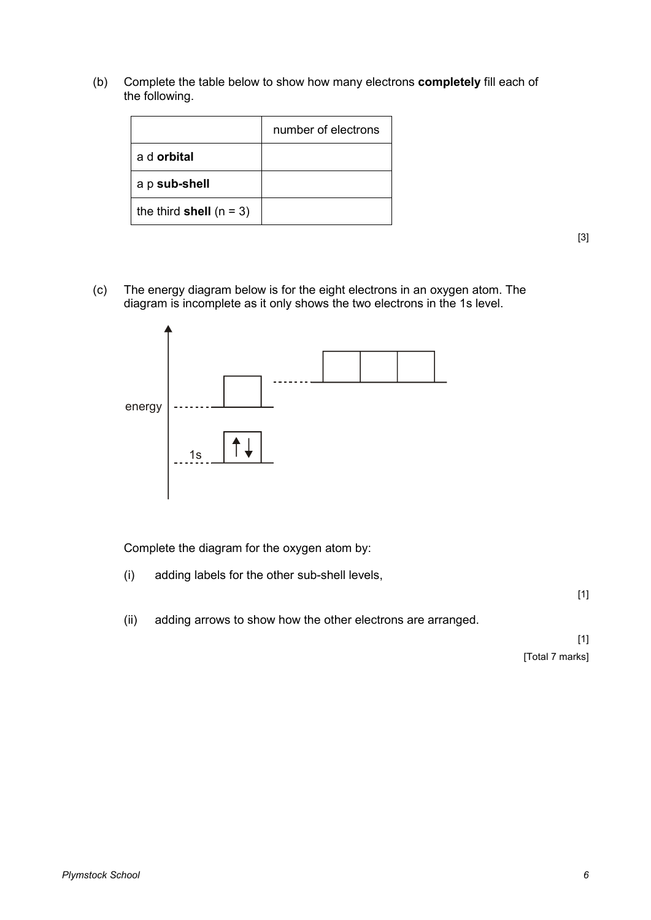(b) Complete the table below to show how many electrons **completely** fill each of the following.

| | number of electrons |
|---|---|
| a d **orbital** | |
| a p **sub-shell** | |
| the third **shell** (n = 3) | |

[3]

(c) The energy diagram below is for the eight electrons in an oxygen atom. The diagram is incomplete as it only shows the two electrons in the 1s level.

energy

1s ↑↓

Complete the diagram for the oxygen atom by:

(i) adding labels for the other sub-shell levels,

[1]

(ii) adding arrows to show how the other electrons are arranged.

[1]

[Total 7 marks]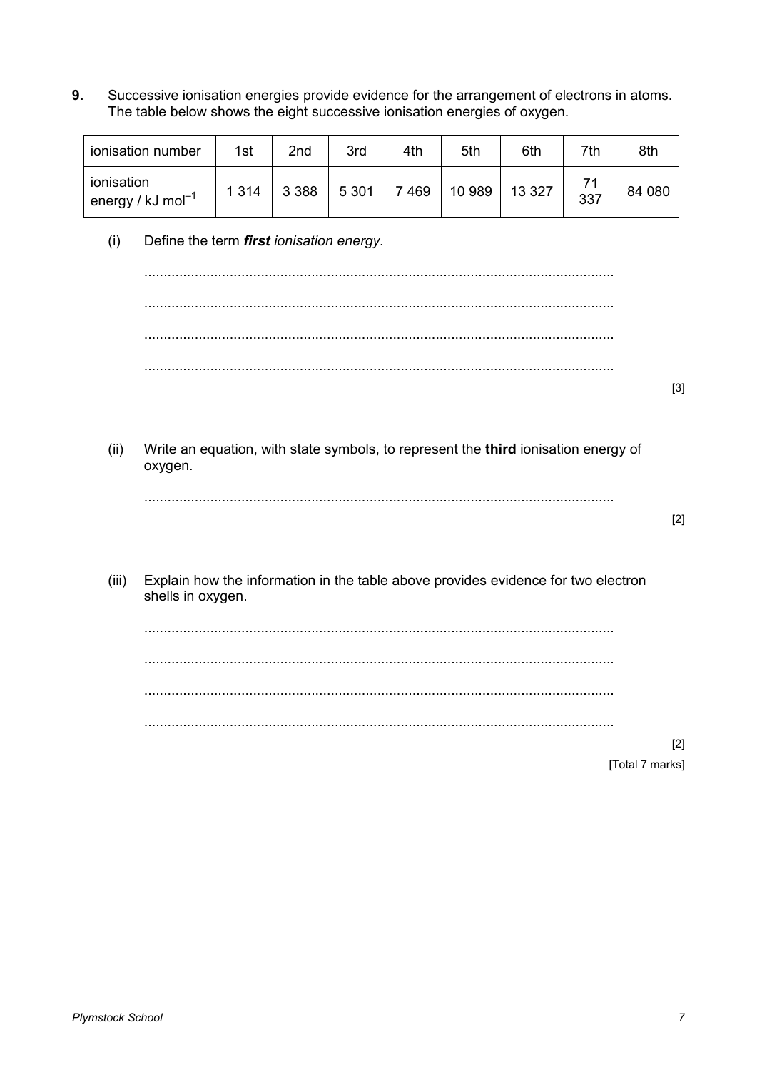**9.** Successive ionisation energies provide evidence for the arrangement of electrons in atoms. The table below shows the eight successive ionisation energies of oxygen.

| ionisation number | 1st | 2nd | 3rd | 4th | 5th | 6th | 7th | 8th |
|---|---|---|---|---|---|---|---|---|
| ionisation energy / kJ $mol^{-1}$ | 1 314 | 3 388 | 5 301 | 7 469 | 10 989 | 13 327 | 71 337 | 84 080 |

(i) Define the term ***first*** *ionisation energy*.

........................................................................................................................

........................................................................................................................

........................................................................................................................

........................................................................................................................

[3]

(ii) Write an equation, with state symbols, to represent the **third** ionisation energy of oxygen.

........................................................................................................................

[2]

(iii) Explain how the information in the table above provides evidence for two electron shells in oxygen.

........................................................................................................................

........................................................................................................................

........................................................................................................................

........................................................................................................................

[2]

[Total 7 marks]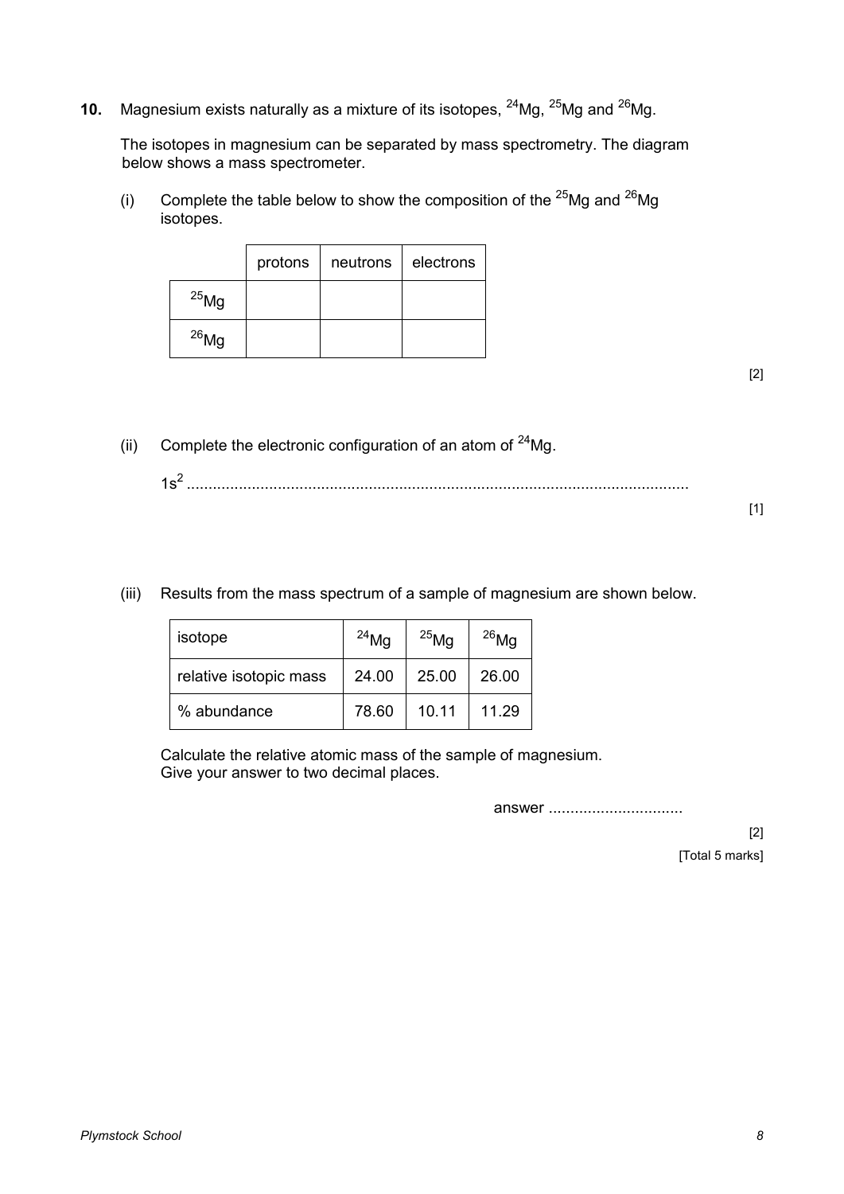**10.** Magnesium exists naturally as a mixture of its isotopes, $^{24}Mg$, $^{25}Mg$ and $^{26}Mg$.

The isotopes in magnesium can be separated by mass spectrometry. The diagram below shows a mass spectrometer.

(i) Complete the table below to show the composition of the $^{25}Mg$ and $^{26}Mg$ isotopes.

| | protons | neutrons | electrons |
|---|---|---|---|
| $^{25}Mg$ | | | |
| $^{26}Mg$ | | | |

[2]

(ii) Complete the electronic configuration of an atom of $^{24}Mg$.

$1s^2$ ...................................................................................................................

[1]

(iii) Results from the mass spectrum of a sample of magnesium are shown below.

| isotope | $^{24}Mg$ | $^{25}Mg$ | $^{26}Mg$ |
|---|---|---|---|
| relative isotopic mass | 24.00 | 25.00 | 26.00 |
| % abundance | 78.60 | 10.11 | 11.29 |

Calculate the relative atomic mass of the sample of magnesium.
Give your answer to two decimal places.

answer ..............................

[2]

[Total 5 marks]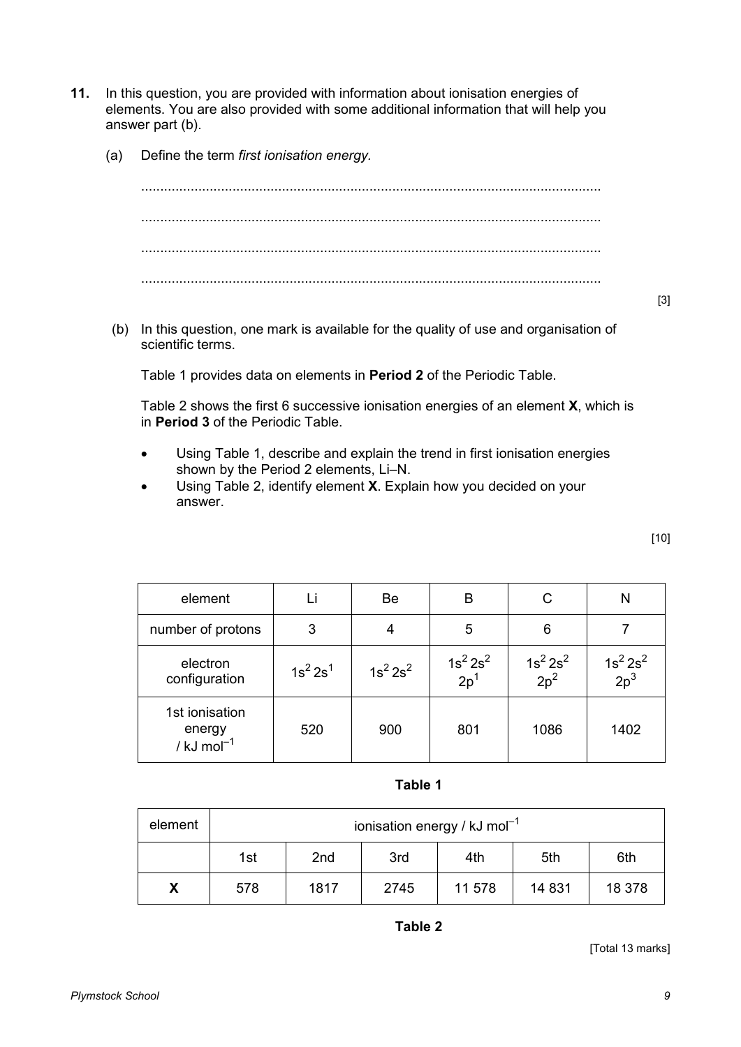**11.** In this question, you are provided with information about ionisation energies of elements. You are also provided with some additional information that will help you answer part (b).

(a) Define the term *first ionisation energy*.

.........................................................................................................................

.........................................................................................................................

.........................................................................................................................

.........................................................................................................................

[3]

(b) In this question, one mark is available for the quality of use and organisation of scientific terms.

Table 1 provides data on elements in **Period 2** of the Periodic Table.

Table 2 shows the first 6 successive ionisation energies of an element **X**, which is in **Period 3** of the Periodic Table.

- Using Table 1, describe and explain the trend in first ionisation energies shown by the Period 2 elements, Li–N.
- Using Table 2, identify element **X**. Explain how you decided on your answer.

[10]

| element | Li | Be | B | C | N |
|---|---|---|---|---|---|
| number of protons | 3 | 4 | 5 | 6 | 7 |
| electron configuration | $1s^2 2s^1$ | $1s^2 2s^2$ | $1s^2 2s^2 2p^1$ | $1s^2 2s^2 2p^2$ | $1s^2 2s^2 2p^3$ |
| 1st ionisation energy / kJ mol$^{-1}$ | 520 | 900 | 801 | 1086 | 1402 |

**Table 1**

| element | ionisation energy / kJ mol$^{-1}$ | | | | | |
|---|---|---|---|---|---|---|
| | 1st | 2nd | 3rd | 4th | 5th | 6th |
| **X** | 578 | 1817 | 2745 | 11 578 | 14 831 | 18 378 |

**Table 2**

[Total 13 marks]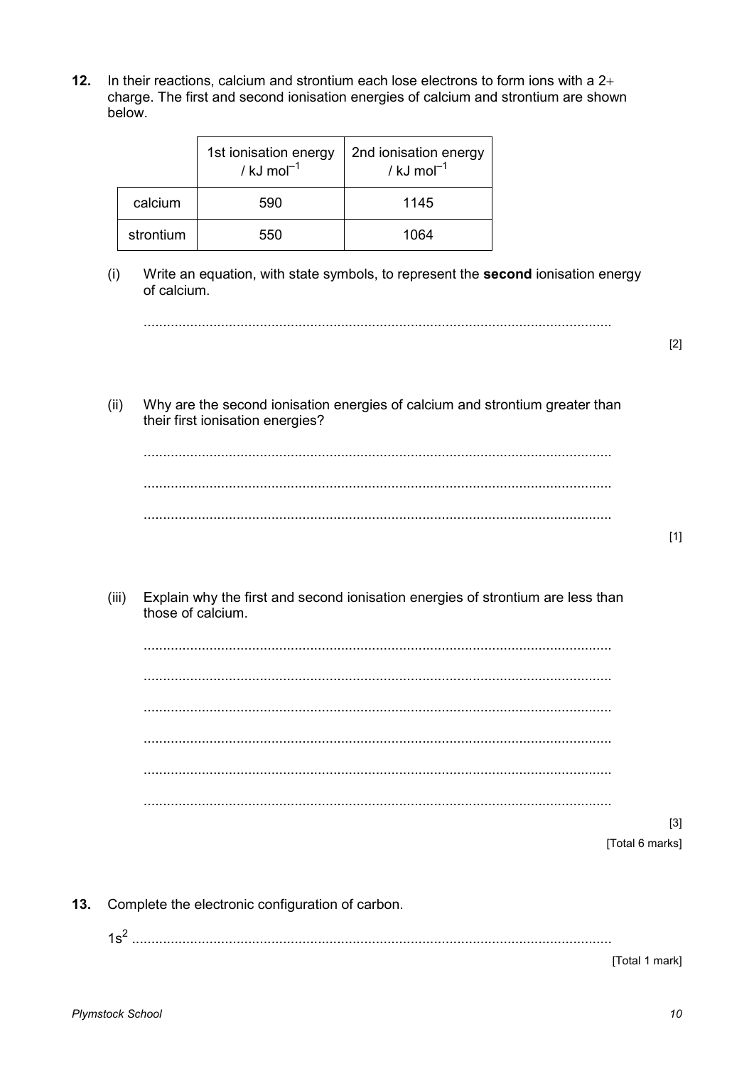**12.** In their reactions, calcium and strontium each lose electrons to form ions with a 2+ charge. The first and second ionisation energies of calcium and strontium are shown below.

| | 1st ionisation energy / kJ $mol^{-1}$ | 2nd ionisation energy / kJ $mol^{-1}$ |
|---|---|---|
| calcium | 590 | 1145 |
| strontium | 550 | 1064 |

(i) Write an equation, with state symbols, to represent the **second** ionisation energy of calcium.

..........................................................................................................................

[2]

(ii) Why are the second ionisation energies of calcium and strontium greater than their first ionisation energies?

..........................................................................................................................

..........................................................................................................................

..........................................................................................................................

[1]

(iii) Explain why the first and second ionisation energies of strontium are less than those of calcium.

..........................................................................................................................

..........................................................................................................................

..........................................................................................................................

..........................................................................................................................

..........................................................................................................................

..........................................................................................................................

[3]

[Total 6 marks]

**13.** Complete the electronic configuration of carbon.

$1s^2$ ..........................................................................................................................

[Total 1 mark]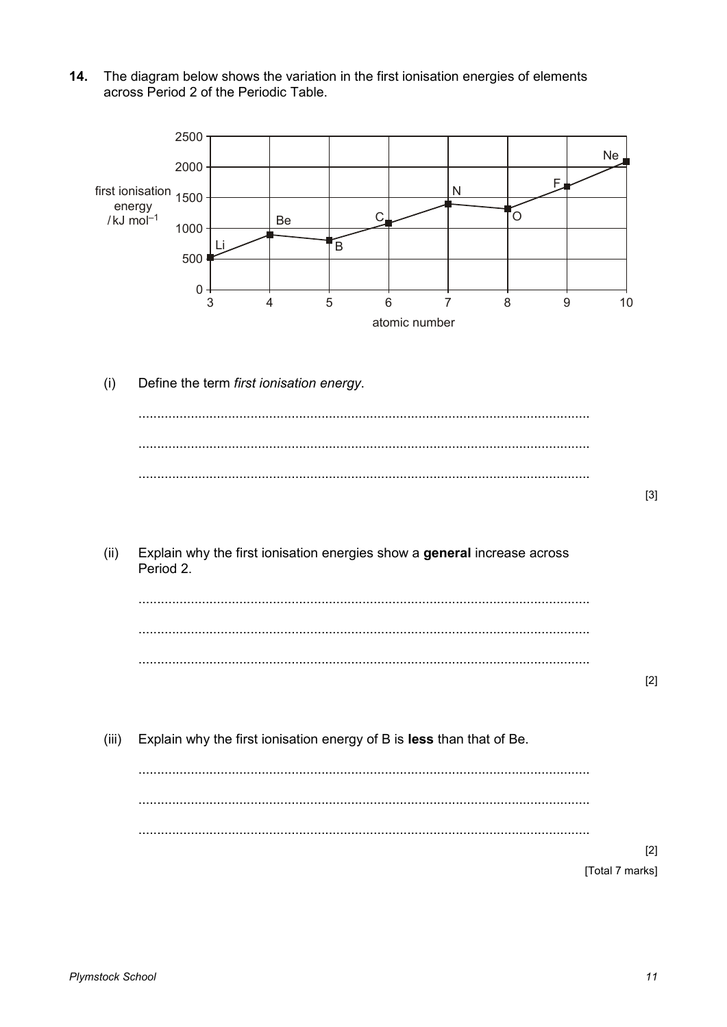**14.** The diagram below shows the variation in the first ionisation energies of elements across Period 2 of the Periodic Table.

(i) Define the term *first ionisation energy*.

..............................................................................................................................

..............................................................................................................................

..............................................................................................................................

[3]

(ii) Explain why the first ionisation energies show a **general** increase across Period 2.

..............................................................................................................................

..............................................................................................................................

..............................................................................................................................

[2]

(iii) Explain why the first ionisation energy of B is **less** than that of Be.

..............................................................................................................................

..............................................................................................................................

..............................................................................................................................

[2]

[Total 7 marks]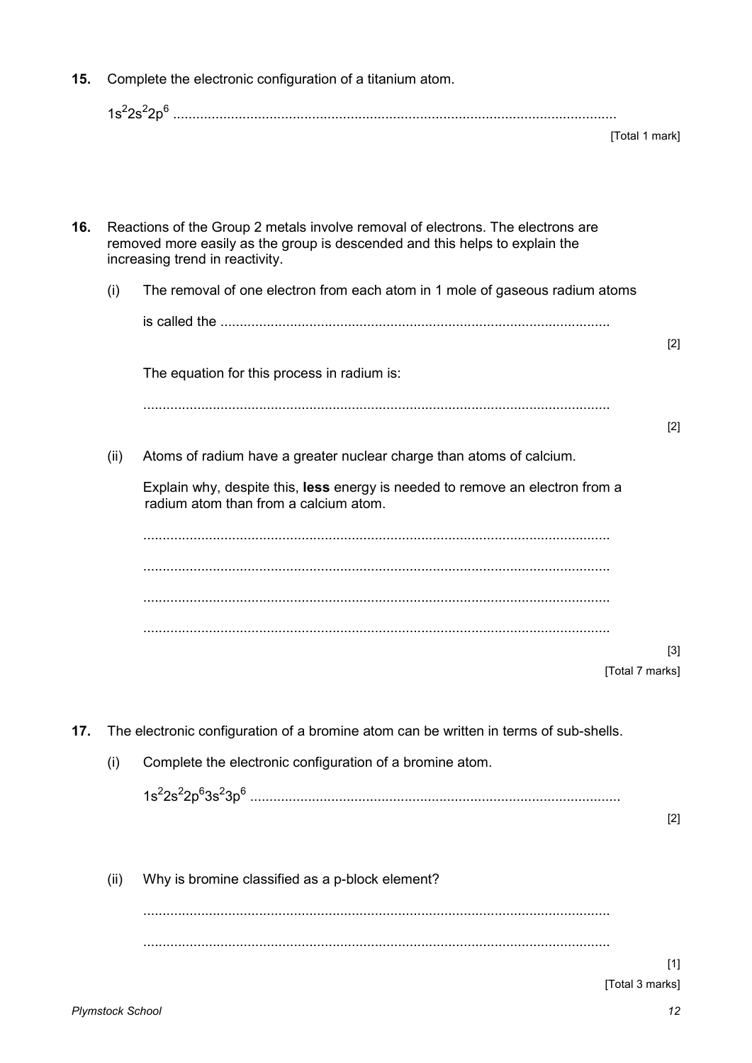**15.** Complete the electronic configuration of a titanium atom.

$1s^2 2s^2 2p^6$ ......................................................................................................................

[Total 1 mark]

**16.** Reactions of the Group 2 metals involve removal of electrons. The electrons are removed more easily as the group is descended and this helps to explain the increasing trend in reactivity.

(i) The removal of one electron from each atom in 1 mole of gaseous radium atoms

is called the ......................................................................................................

[2]

The equation for this process in radium is:

.........................................................................................................................

[2]

(ii) Atoms of radium have a greater nuclear charge than atoms of calcium.

Explain why, despite this, **less** energy is needed to remove an electron from a radium atom than from a calcium atom.

.........................................................................................................................

.........................................................................................................................

.........................................................................................................................

.........................................................................................................................

[3]

[Total 7 marks]

**17.** The electronic configuration of a bromine atom can be written in terms of sub-shells.

(i) Complete the electronic configuration of a bromine atom.

$1s^2 2s^2 2p^6 3s^2 3p^6$ ................................................................................................

[2]

(ii) Why is bromine classified as a p-block element?

.........................................................................................................................

.........................................................................................................................

[1]

[Total 3 marks]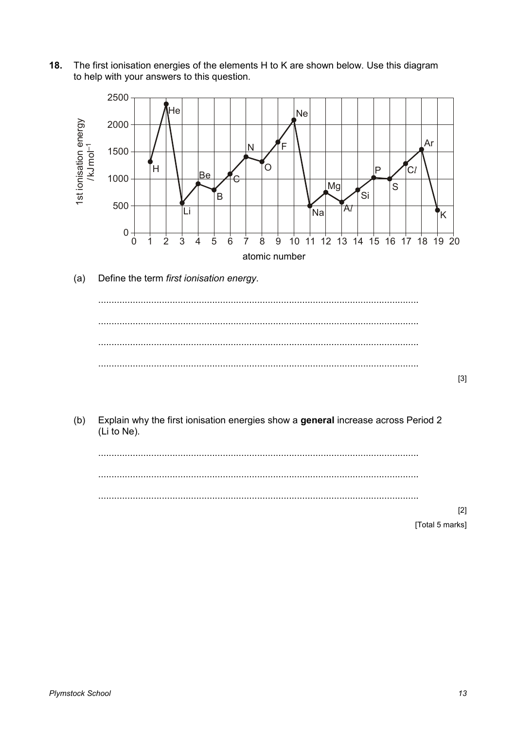**18.** The first ionisation energies of the elements H to K are shown below. Use this diagram to help with your answers to this question.

1st ionisation energy / $kJ\,mol^{-1}$

2500
2000
1500
1000
500
0

He, Ne, Ar, N, F, H, Be, C, O, P, Cl, Mg, Si, B, S, Li, Na, Al, K

0 1 2 3 4 5 6 7 8 9 10 11 12 13 14 15 16 17 18 19 20

atomic number

(a) Define the term *first ionisation energy*.

..........................................................................................................................

..........................................................................................................................

..........................................................................................................................

..........................................................................................................................

[3]

(b) Explain why the first ionisation energies show a **general** increase across Period 2 (Li to Ne).

..........................................................................................................................

..........................................................................................................................

..........................................................................................................................

[2]

[Total 5 marks]